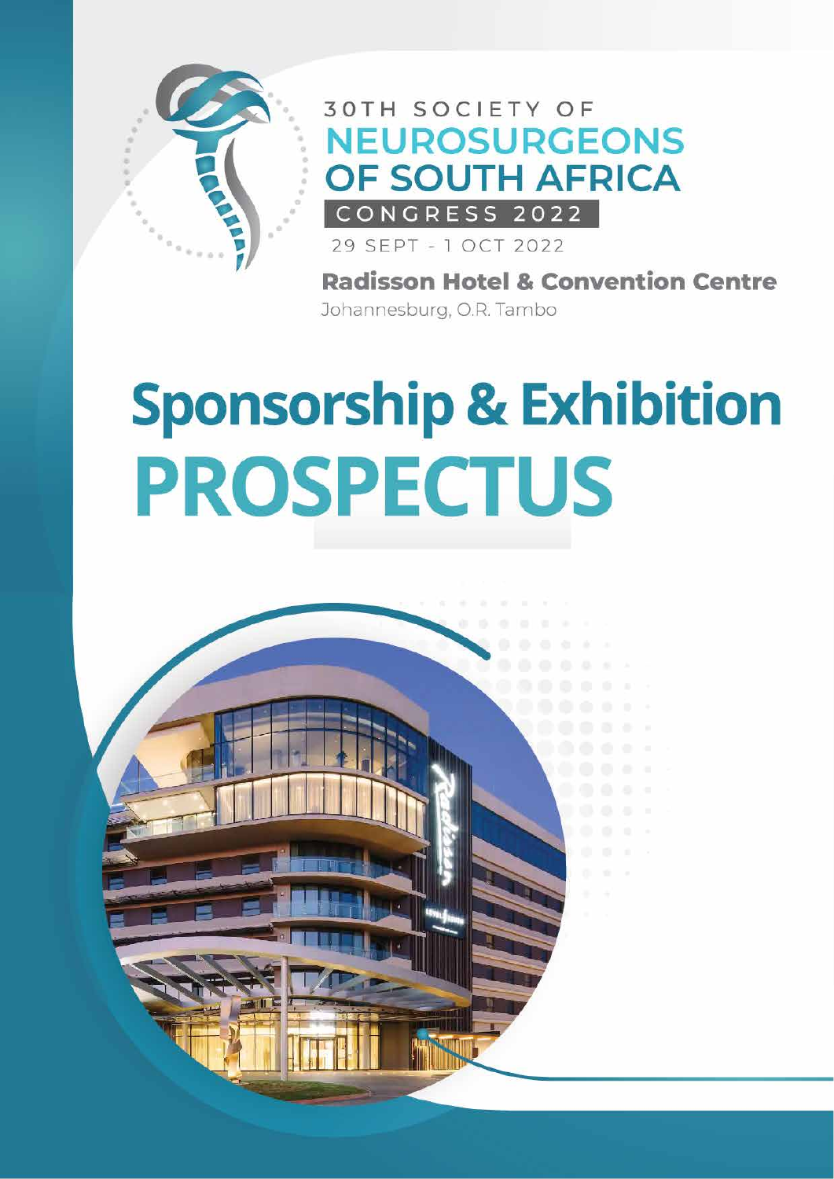30TH SOCIETY OF

# NEUROSURGEONS OF SOUTH AFRICA

CONGRESS 2022

29 SEPT - 1 OCT 2022

**Radisson Hotel & Convention Centre**

Johannesburg, O.R. Tambo

# Sponsorship & Exhibition PROSPECTUS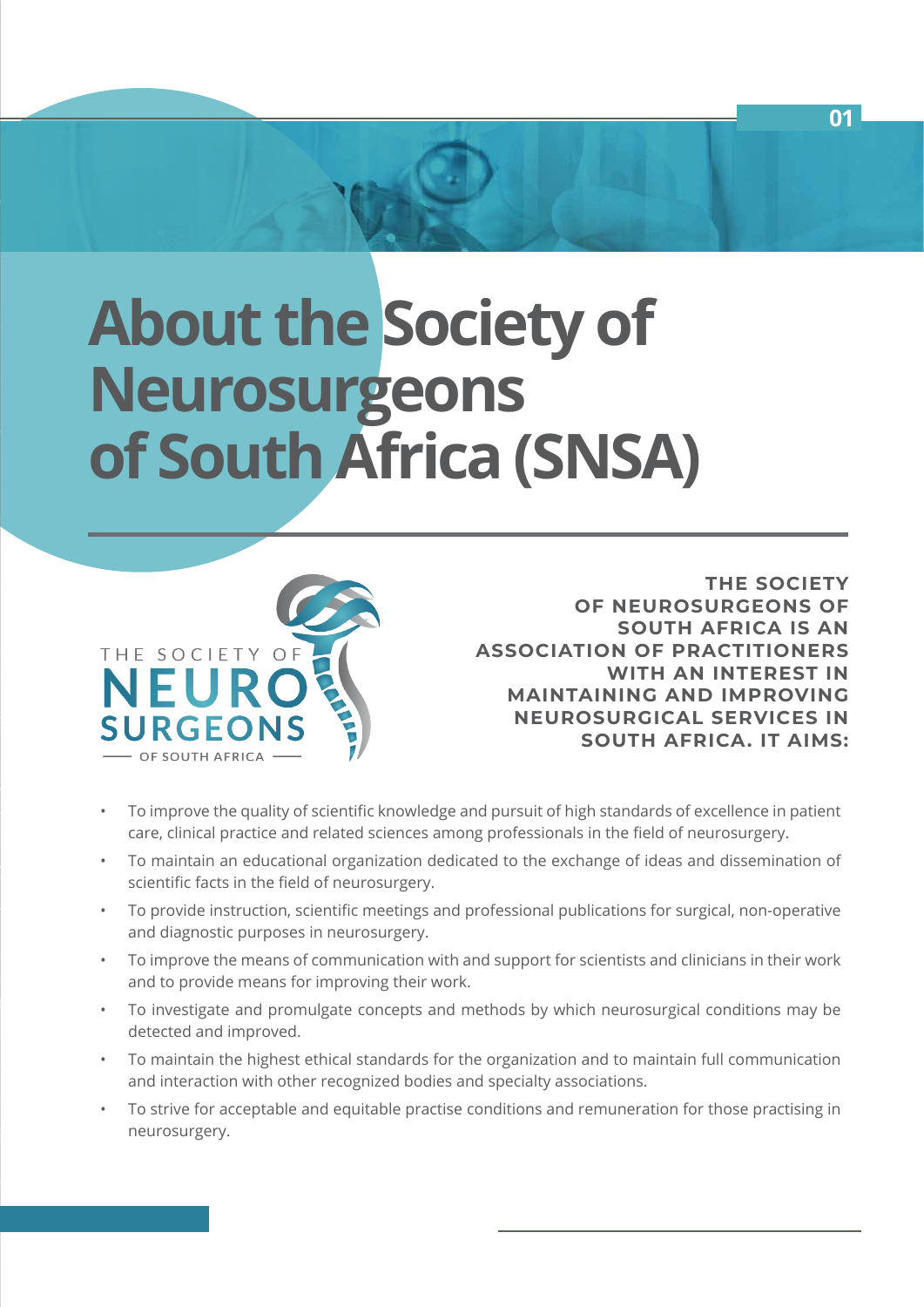# About the Society of Neurosurgeons of South Africa (SNSA)

THE SOCIETY OF NEUROSURGEONS OF SOUTH AFRICA

**THE SOCIETY OF NEUROSURGEONS OF SOUTH AFRICA IS AN ASSOCIATION OF PRACTITIONERS WITH AN INTEREST IN MAINTAINING AND IMPROVING NEUROSURGICAL SERVICES IN SOUTH AFRICA. IT AIMS:**

- To improve the quality of scientific knowledge and pursuit of high standards of excellence in patient care, clinical practice and related sciences among professionals in the field of neurosurgery.
- To maintain an educational organization dedicated to the exchange of ideas and dissemination of scientific facts in the field of neurosurgery.
- To provide instruction, scientific meetings and professional publications for surgical, non-operative and diagnostic purposes in neurosurgery.
- To improve the means of communication with and support for scientists and clinicians in their work and to provide means for improving their work.
- To investigate and promulgate concepts and methods by which neurosurgical conditions may be detected and improved.
- To maintain the highest ethical standards for the organization and to maintain full communication and interaction with other recognized bodies and specialty associations.
- To strive for acceptable and equitable practise conditions and remuneration for those practising in neurosurgery.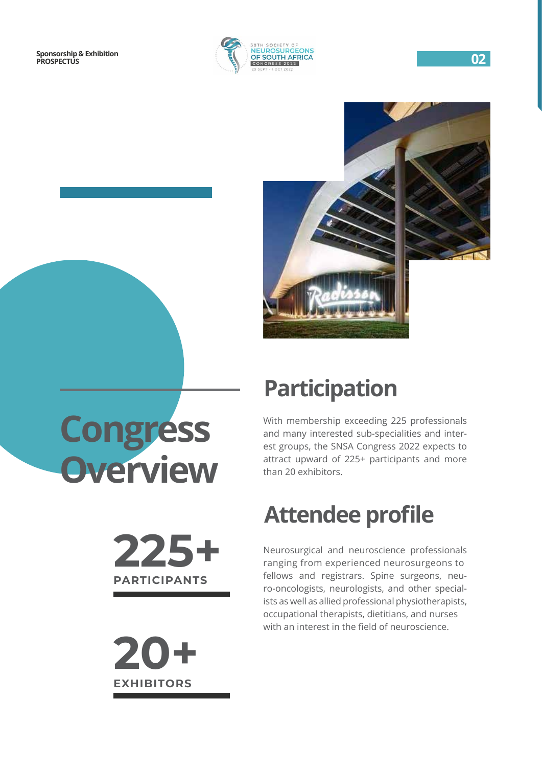# Congress Overview

**225+**
**PARTICIPANTS**

**20+**
**EXHIBITORS**

## Participation

With membership exceeding 225 professionals and many interested sub-specialities and interest groups, the SNSA Congress 2022 expects to attract upward of 225+ participants and more than 20 exhibitors.

## Attendee profile

Neurosurgical and neuroscience professionals ranging from experienced neurosurgeons to fellows and registrars. Spine surgeons, neuro-oncologists, neurologists, and other specialists as well as allied professional physiotherapists, occupational therapists, dietitians, and nurses with an interest in the field of neuroscience.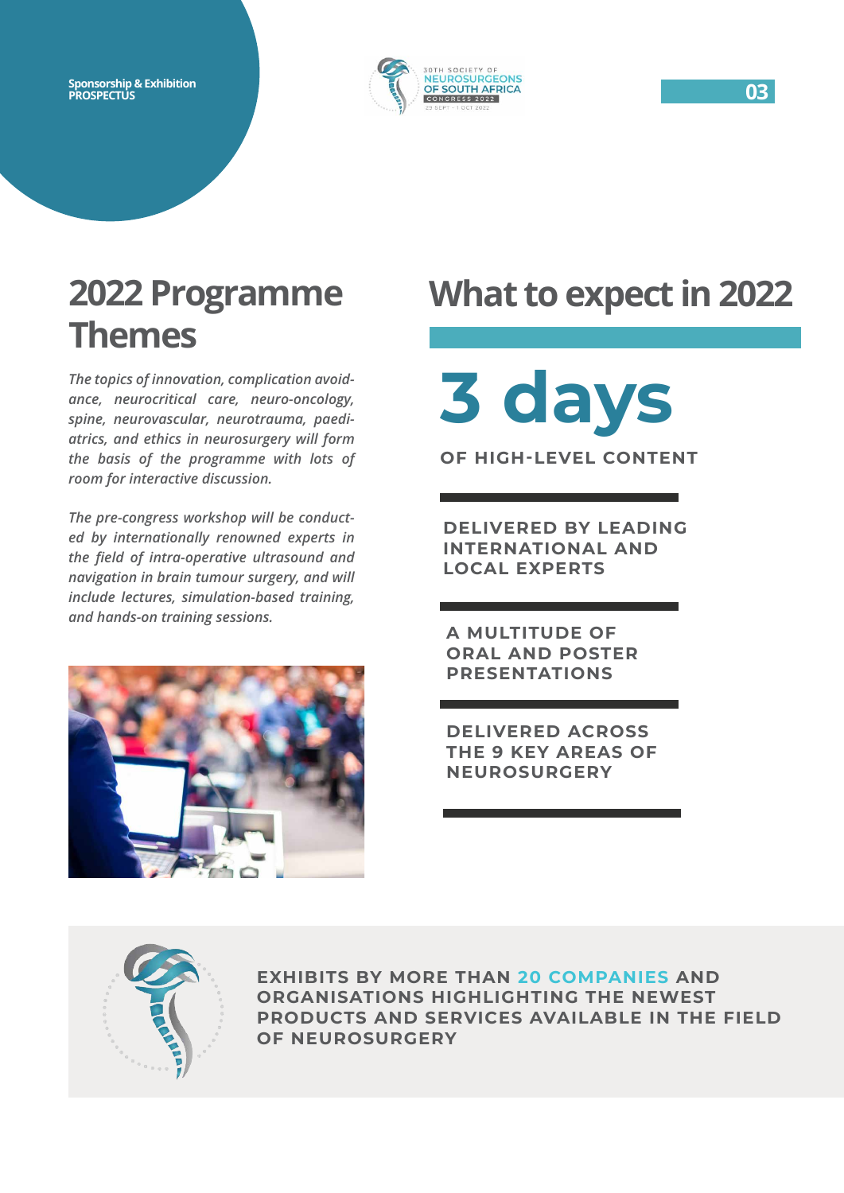## 2022 Programme Themes

*The topics of innovation, complication avoidance, neurocritical care, neuro-oncology, spine, neurovascular, neurotrauma, paediatrics, and ethics in neurosurgery will form the basis of the programme with lots of room for interactive discussion.*

*The pre-congress workshop will be conducted by internationally renowned experts in the field of intra-operative ultrasound and navigation in brain tumour surgery, and will include lectures, simulation-based training, and hands-on training sessions.*

## What to expect in 2022

# 3 days

**OF HIGH-LEVEL CONTENT**

**DELIVERED BY LEADING INTERNATIONAL AND LOCAL EXPERTS**

**A MULTITUDE OF ORAL AND POSTER PRESENTATIONS**

**DELIVERED ACROSS THE 9 KEY AREAS OF NEUROSURGERY**

**EXHIBITS BY MORE THAN 20 COMPANIES AND ORGANISATIONS HIGHLIGHTING THE NEWEST PRODUCTS AND SERVICES AVAILABLE IN THE FIELD OF NEUROSURGERY**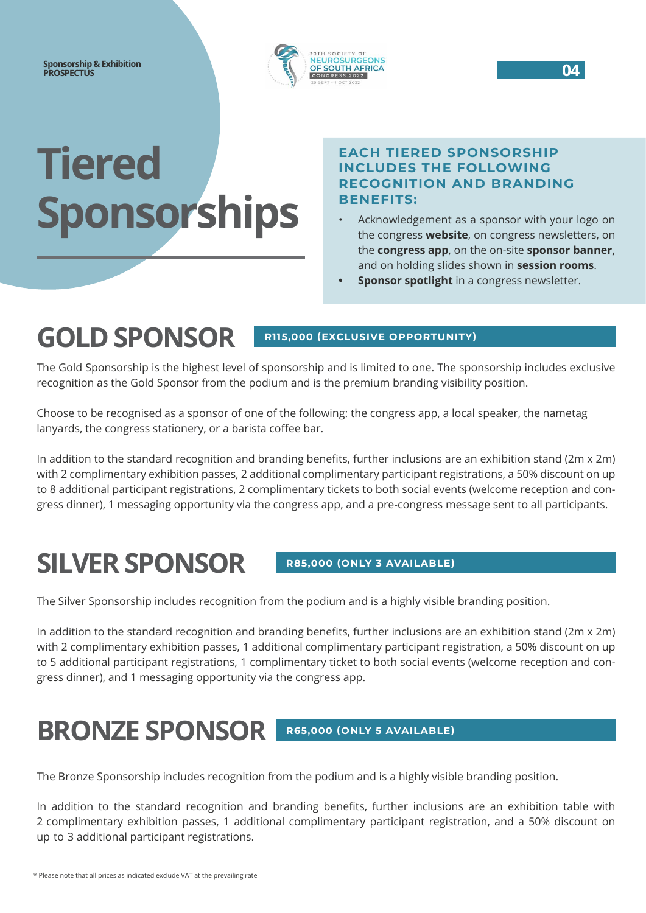# Tiered Sponsorships

**EACH TIERED SPONSORSHIP INCLUDES THE FOLLOWING RECOGNITION AND BRANDING BENEFITS:**

- Acknowledgement as a sponsor with your logo on the congress **website**, on congress newsletters, on the **congress app**, on the on-site **sponsor banner,** and on holding slides shown in **session rooms**.
- **Sponsor spotlight** in a congress newsletter.

## GOLD SPONSOR

**R115,000 (EXCLUSIVE OPPORTUNITY)**

The Gold Sponsorship is the highest level of sponsorship and is limited to one. The sponsorship includes exclusive recognition as the Gold Sponsor from the podium and is the premium branding visibility position.

Choose to be recognised as a sponsor of one of the following: the congress app, a local speaker, the nametag lanyards, the congress stationery, or a barista coffee bar.

In addition to the standard recognition and branding benefits, further inclusions are an exhibition stand (2m x 2m) with 2 complimentary exhibition passes, 2 additional complimentary participant registrations, a 50% discount on up to 8 additional participant registrations, 2 complimentary tickets to both social events (welcome reception and congress dinner), 1 messaging opportunity via the congress app, and a pre-congress message sent to all participants.

## SILVER SPONSOR

**R85,000 (ONLY 3 AVAILABLE)**

The Silver Sponsorship includes recognition from the podium and is a highly visible branding position.

In addition to the standard recognition and branding benefits, further inclusions are an exhibition stand (2m x 2m) with 2 complimentary exhibition passes, 1 additional complimentary participant registration, a 50% discount on up to 5 additional participant registrations, 1 complimentary ticket to both social events (welcome reception and congress dinner), and 1 messaging opportunity via the congress app.

## BRONZE SPONSOR

**R65,000 (ONLY 5 AVAILABLE)**

The Bronze Sponsorship includes recognition from the podium and is a highly visible branding position.

In addition to the standard recognition and branding benefits, further inclusions are an exhibition table with 2 complimentary exhibition passes, 1 additional complimentary participant registration, and a 50% discount on up to 3 additional participant registrations.

* Please note that all prices as indicated exclude VAT at the prevailing rate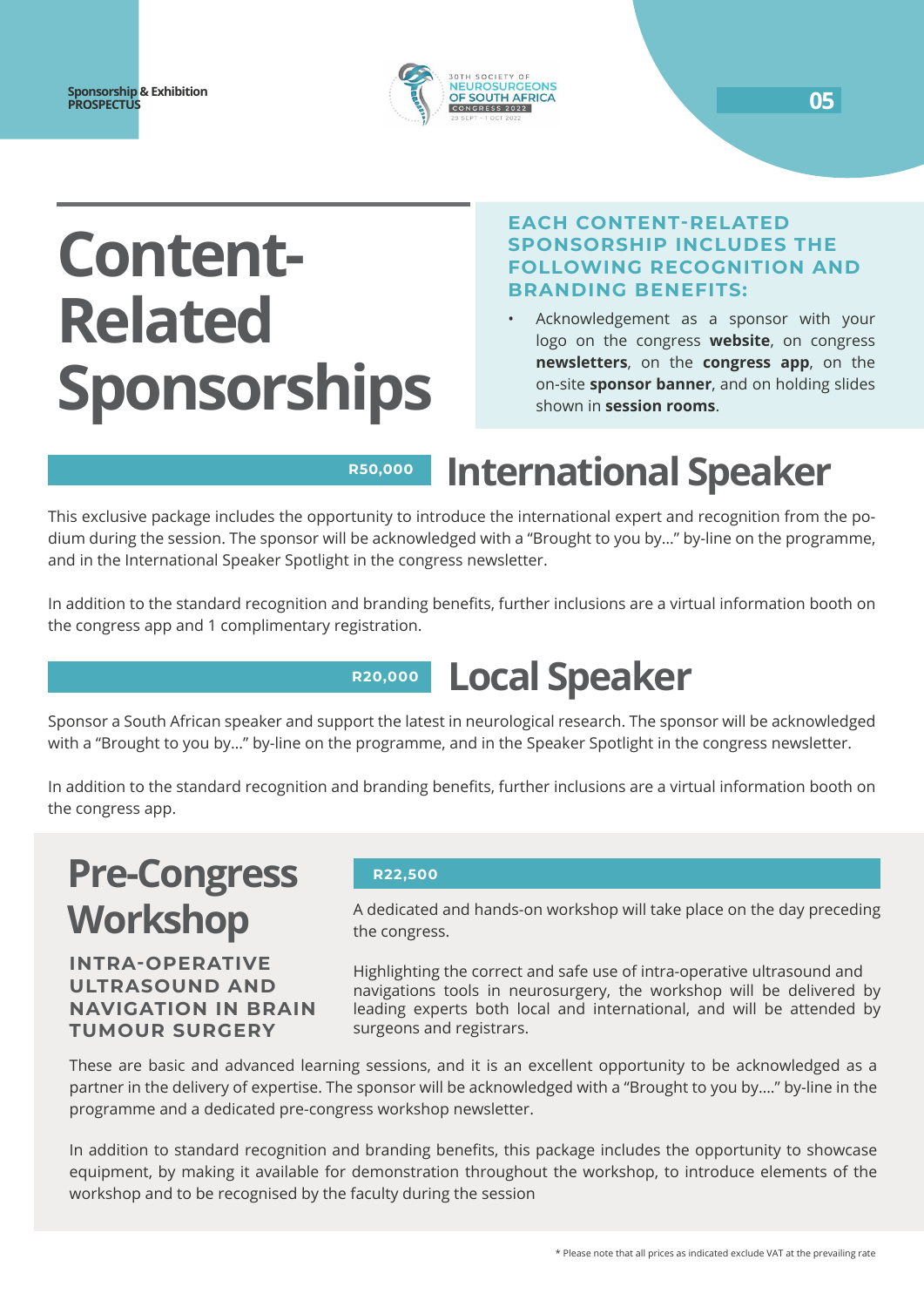# Content-Related Sponsorships

**EACH CONTENT-RELATED SPONSORSHIP INCLUDES THE FOLLOWING RECOGNITION AND BRANDING BENEFITS:**

- Acknowledgement as a sponsor with your logo on the congress **website**, on congress **newsletters**, on the **congress app**, on the on-site **sponsor banner**, and on holding slides shown in **session rooms**.

## International Speaker

**R50,000**

This exclusive package includes the opportunity to introduce the international expert and recognition from the podium during the session. The sponsor will be acknowledged with a "Brought to you by..." by-line on the programme, and in the International Speaker Spotlight in the congress newsletter.

In addition to the standard recognition and branding benefits, further inclusions are a virtual information booth on the congress app and 1 complimentary registration.

## Local Speaker

**R20,000**

Sponsor a South African speaker and support the latest in neurological research. The sponsor will be acknowledged with a "Brought to you by..." by-line on the programme, and in the Speaker Spotlight in the congress newsletter.

In addition to the standard recognition and branding benefits, further inclusions are a virtual information booth on the congress app.

## Pre-Congress Workshop

### INTRA-OPERATIVE ULTRASOUND AND NAVIGATION IN BRAIN TUMOUR SURGERY

**R22,500**

A dedicated and hands-on workshop will take place on the day preceding the congress.

Highlighting the correct and safe use of intra-operative ultrasound and navigations tools in neurosurgery, the workshop will be delivered by leading experts both local and international, and will be attended by surgeons and registrars.

These are basic and advanced learning sessions, and it is an excellent opportunity to be acknowledged as a partner in the delivery of expertise. The sponsor will be acknowledged with a "Brought to you by...." by-line in the programme and a dedicated pre-congress workshop newsletter.

In addition to standard recognition and branding benefits, this package includes the opportunity to showcase equipment, by making it available for demonstration throughout the workshop, to introduce elements of the workshop and to be recognised by the faculty during the session

* Please note that all prices as indicated exclude VAT at the prevailing rate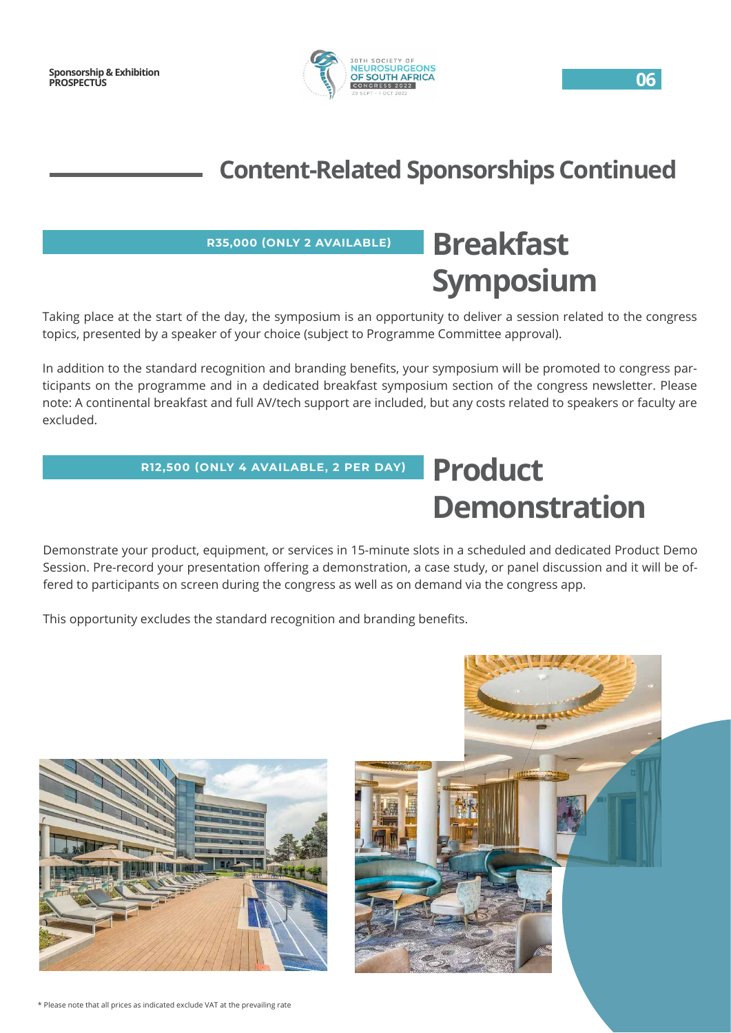# Content-Related Sponsorships Continued

## Breakfast Symposium

**R35,000 (ONLY 2 AVAILABLE)**

Taking place at the start of the day, the symposium is an opportunity to deliver a session related to the congress topics, presented by a speaker of your choice (subject to Programme Committee approval).

In addition to the standard recognition and branding benefits, your symposium will be promoted to congress participants on the programme and in a dedicated breakfast symposium section of the congress newsletter. Please note: A continental breakfast and full AV/tech support are included, but any costs related to speakers or faculty are excluded.

## Product Demonstration

**R12,500 (ONLY 4 AVAILABLE, 2 PER DAY)**

Demonstrate your product, equipment, or services in 15-minute slots in a scheduled and dedicated Product Demo Session. Pre-record your presentation offering a demonstration, a case study, or panel discussion and it will be offered to participants on screen during the congress as well as on demand via the congress app.

This opportunity excludes the standard recognition and branding benefits.

* Please note that all prices as indicated exclude VAT at the prevailing rate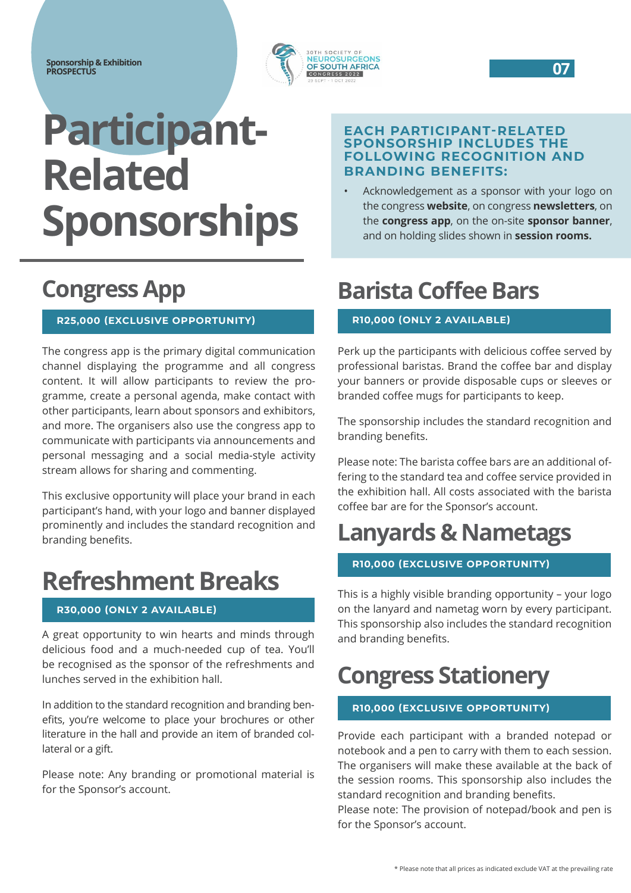# Participant-Related Sponsorships

**EACH PARTICIPANT-RELATED SPONSORSHIP INCLUDES THE FOLLOWING RECOGNITION AND BRANDING BENEFITS:**

- Acknowledgement as a sponsor with your logo on the congress **website**, on congress **newsletters**, on the **congress app**, on the on-site **sponsor banner**, and on holding slides shown in **session rooms.**

## Congress App

**R25,000 (EXCLUSIVE OPPORTUNITY)**

The congress app is the primary digital communication channel displaying the programme and all congress content. It will allow participants to review the programme, create a personal agenda, make contact with other participants, learn about sponsors and exhibitors, and more. The organisers also use the congress app to communicate with participants via announcements and personal messaging and a social media-style activity stream allows for sharing and commenting.

This exclusive opportunity will place your brand in each participant's hand, with your logo and banner displayed prominently and includes the standard recognition and branding benefits.

## Refreshment Breaks

**R30,000 (ONLY 2 AVAILABLE)**

A great opportunity to win hearts and minds through delicious food and a much-needed cup of tea. You'll be recognised as the sponsor of the refreshments and lunches served in the exhibition hall.

In addition to the standard recognition and branding benefits, you're welcome to place your brochures or other literature in the hall and provide an item of branded collateral or a gift.

Please note: Any branding or promotional material is for the Sponsor's account.

## Barista Coffee Bars

**R10,000 (ONLY 2 AVAILABLE)**

Perk up the participants with delicious coffee served by professional baristas. Brand the coffee bar and display your banners or provide disposable cups or sleeves or branded coffee mugs for participants to keep.

The sponsorship includes the standard recognition and branding benefits.

Please note: The barista coffee bars are an additional offering to the standard tea and coffee service provided in the exhibition hall. All costs associated with the barista coffee bar are for the Sponsor's account.

## Lanyards & Nametags

**R10,000 (EXCLUSIVE OPPORTUNITY)**

This is a highly visible branding opportunity – your logo on the lanyard and nametag worn by every participant. This sponsorship also includes the standard recognition and branding benefits.

## Congress Stationery

**R10,000 (EXCLUSIVE OPPORTUNITY)**

Provide each participant with a branded notepad or notebook and a pen to carry with them to each session. The organisers will make these available at the back of the session rooms. This sponsorship also includes the standard recognition and branding benefits.
Please note: The provision of notepad/book and pen is for the Sponsor's account.

\* Please note that all prices as indicated exclude VAT at the prevailing rate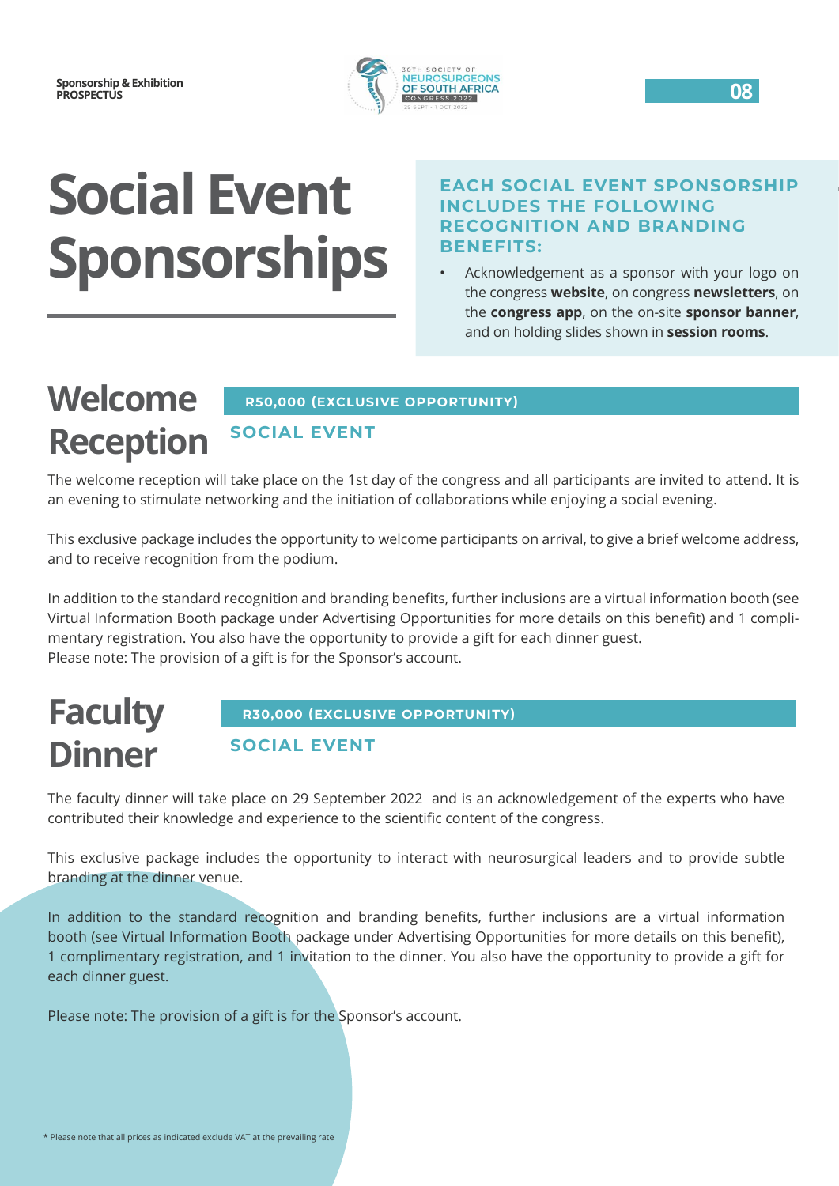# Social Event Sponsorships

**EACH SOCIAL EVENT SPONSORSHIP INCLUDES THE FOLLOWING RECOGNITION AND BRANDING BENEFITS:**

- Acknowledgement as a sponsor with your logo on the congress **website**, on congress **newsletters**, on the **congress app**, on the on-site **sponsor banner**, and on holding slides shown in **session rooms**.

## Welcome Reception

**R50,000 (EXCLUSIVE OPPORTUNITY)**

**SOCIAL EVENT**

The welcome reception will take place on the 1st day of the congress and all participants are invited to attend. It is an evening to stimulate networking and the initiation of collaborations while enjoying a social evening.

This exclusive package includes the opportunity to welcome participants on arrival, to give a brief welcome address, and to receive recognition from the podium.

In addition to the standard recognition and branding benefits, further inclusions are a virtual information booth (see Virtual Information Booth package under Advertising Opportunities for more details on this benefit) and 1 complimentary registration. You also have the opportunity to provide a gift for each dinner guest.
Please note: The provision of a gift is for the Sponsor's account.

## Faculty Dinner

**R30,000 (EXCLUSIVE OPPORTUNITY)**

**SOCIAL EVENT**

The faculty dinner will take place on 29 September 2022 and is an acknowledgement of the experts who have contributed their knowledge and experience to the scientific content of the congress.

This exclusive package includes the opportunity to interact with neurosurgical leaders and to provide subtle branding at the dinner venue.

In addition to the standard recognition and branding benefits, further inclusions are a virtual information booth (see Virtual Information Booth package under Advertising Opportunities for more details on this benefit), 1 complimentary registration, and 1 invitation to the dinner. You also have the opportunity to provide a gift for each dinner guest.

Please note: The provision of a gift is for the Sponsor's account.

* Please note that all prices as indicated exclude VAT at the prevailing rate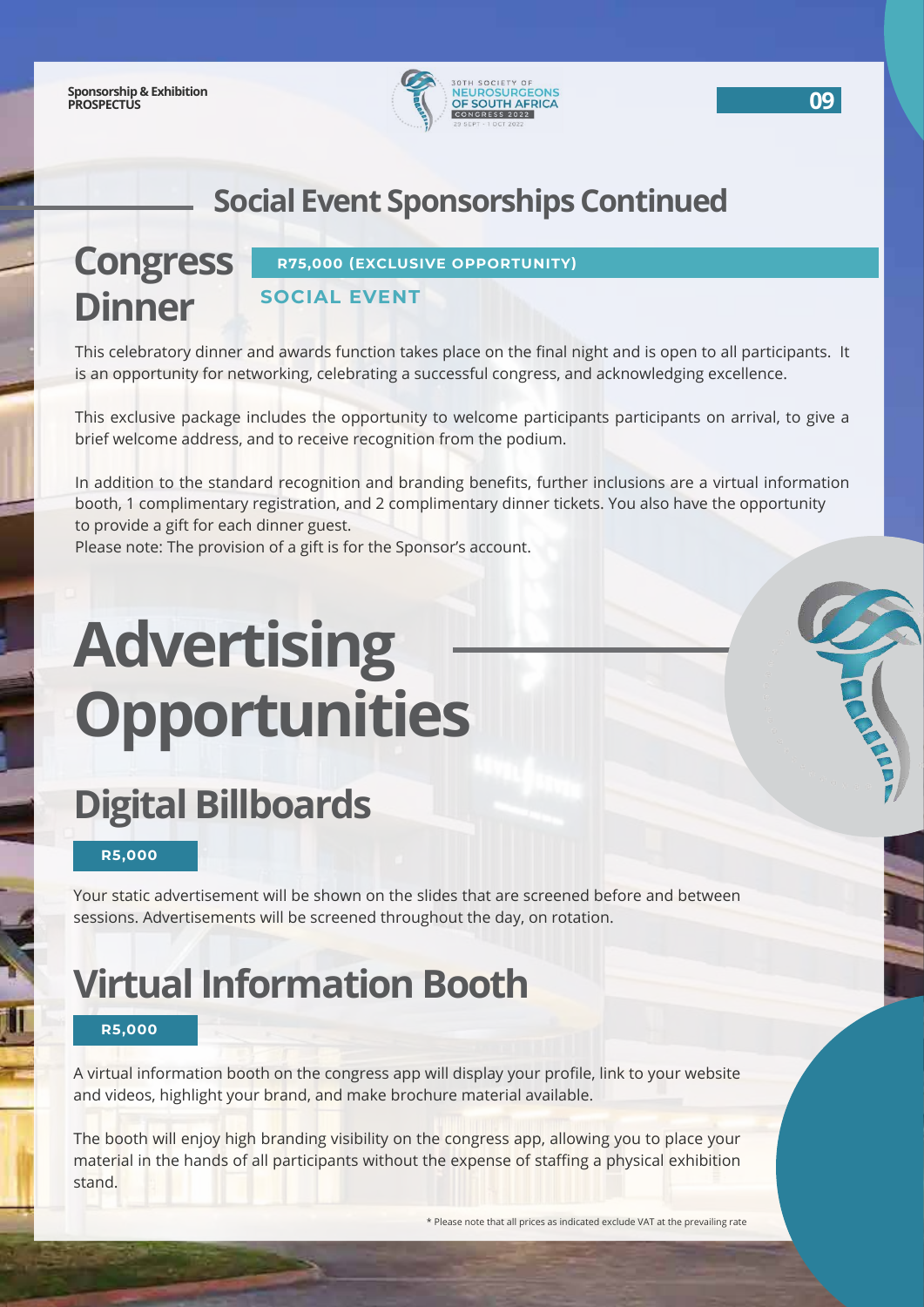## Social Event Sponsorships Continued

### Congress Dinner

**R75,000 (EXCLUSIVE OPPORTUNITY)**

**SOCIAL EVENT**

This celebratory dinner and awards function takes place on the final night and is open to all participants. It is an opportunity for networking, celebrating a successful congress, and acknowledging excellence.

This exclusive package includes the opportunity to welcome participants participants on arrival, to give a brief welcome address, and to receive recognition from the podium.

In addition to the standard recognition and branding benefits, further inclusions are a virtual information booth, 1 complimentary registration, and 2 complimentary dinner tickets. You also have the opportunity to provide a gift for each dinner guest.
Please note: The provision of a gift is for the Sponsor's account.

# Advertising Opportunities

## Digital Billboards

**R5,000**

Your static advertisement will be shown on the slides that are screened before and between sessions. Advertisements will be screened throughout the day, on rotation.

## Virtual Information Booth

**R5,000**

A virtual information booth on the congress app will display your profile, link to your website and videos, highlight your brand, and make brochure material available.

The booth will enjoy high branding visibility on the congress app, allowing you to place your material in the hands of all participants without the expense of staffing a physical exhibition stand.

* Please note that all prices as indicated exclude VAT at the prevailing rate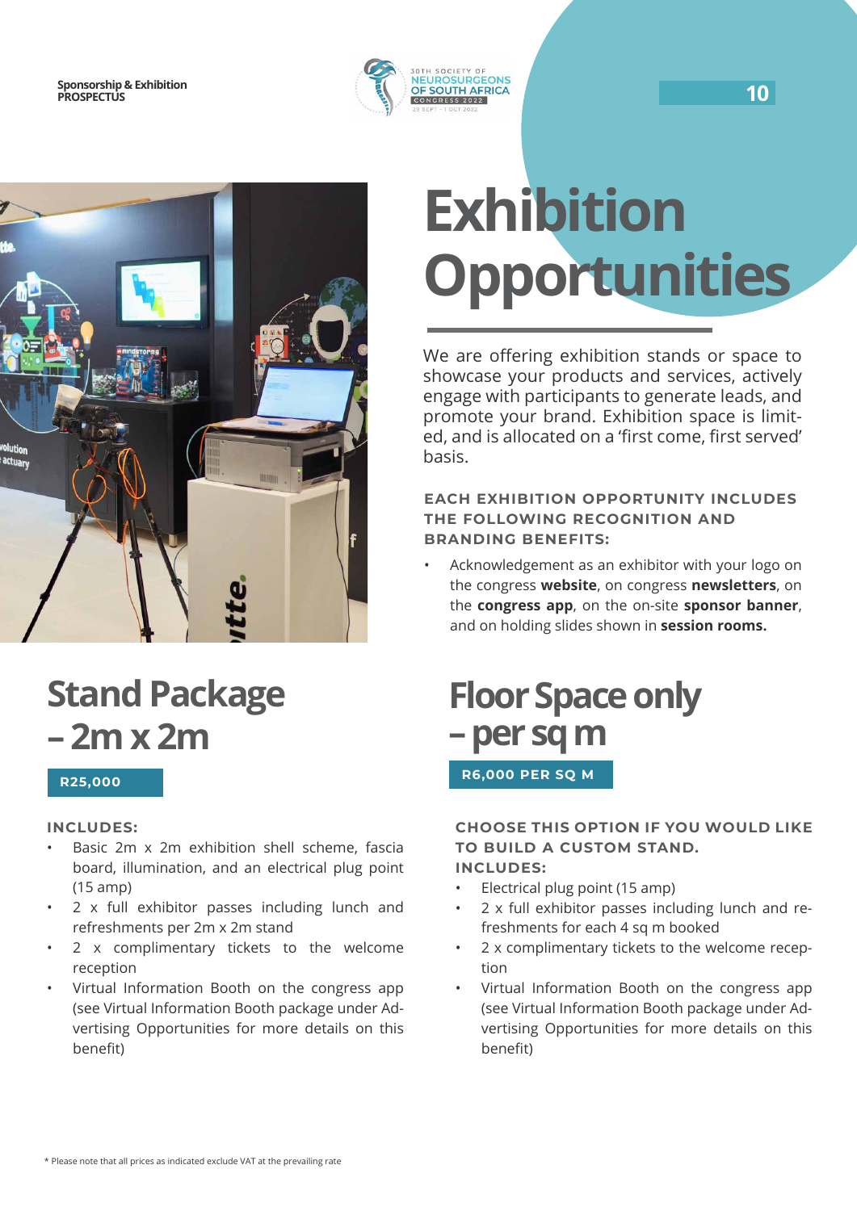# Exhibition Opportunities

We are offering exhibition stands or space to showcase your products and services, actively engage with participants to generate leads, and promote your brand. Exhibition space is limited, and is allocated on a 'first come, first served' basis.

**EACH EXHIBITION OPPORTUNITY INCLUDES THE FOLLOWING RECOGNITION AND BRANDING BENEFITS:**

- Acknowledgement as an exhibitor with your logo on the congress **website**, on congress **newsletters**, on the **congress app**, on the on-site **sponsor banner**, and on holding slides shown in **session rooms.**

## Stand Package – 2m x 2m

**R25,000**

**INCLUDES:**

- Basic 2m x 2m exhibition shell scheme, fascia board, illumination, and an electrical plug point (15 amp)
- 2 x full exhibitor passes including lunch and refreshments per 2m x 2m stand
- 2 x complimentary tickets to the welcome reception
- Virtual Information Booth on the congress app (see Virtual Information Booth package under Advertising Opportunities for more details on this benefit)

## Floor Space only – per sq m

**R6,000 PER SQ M**

**CHOOSE THIS OPTION IF YOU WOULD LIKE TO BUILD A CUSTOM STAND.**
**INCLUDES:**

- Electrical plug point (15 amp)
- 2 x full exhibitor passes including lunch and refreshments for each 4 sq m booked
- 2 x complimentary tickets to the welcome reception
- Virtual Information Booth on the congress app (see Virtual Information Booth package under Advertising Opportunities for more details on this benefit)

* Please note that all prices as indicated exclude VAT at the prevailing rate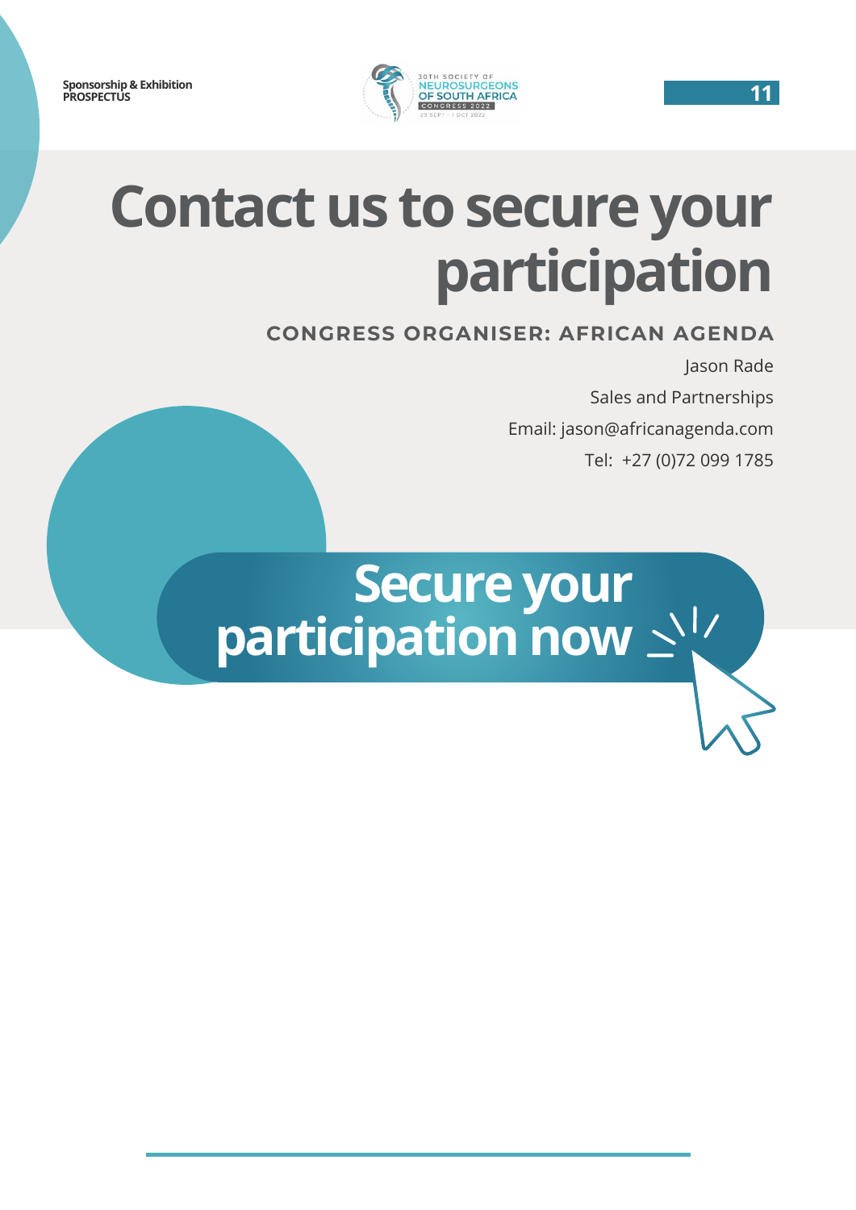# Contact us to secure your participation

## CONGRESS ORGANISER: AFRICAN AGENDA

Jason Rade

Sales and Partnerships

Email: jason@africanagenda.com

Tel: +27 (0)72 099 1785

**Secure your participation now**